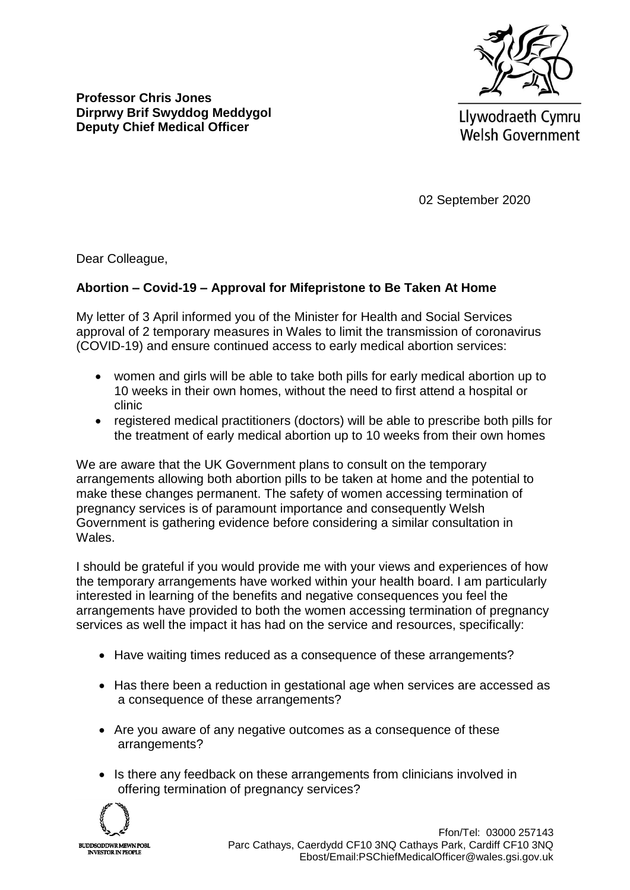**Professor Chris Jones**
**Dirprwy Brif Swyddog Meddygol**
**Deputy Chief Medical Officer**

Llywodraeth Cymru
Welsh Government

02 September 2020

Dear Colleague,

**Abortion – Covid-19 – Approval for Mifepristone to Be Taken At Home**

My letter of 3 April informed you of the Minister for Health and Social Services approval of 2 temporary measures in Wales to limit the transmission of coronavirus (COVID-19) and ensure continued access to early medical abortion services:

- women and girls will be able to take both pills for early medical abortion up to 10 weeks in their own homes, without the need to first attend a hospital or clinic
- registered medical practitioners (doctors) will be able to prescribe both pills for the treatment of early medical abortion up to 10 weeks from their own homes

We are aware that the UK Government plans to consult on the temporary arrangements allowing both abortion pills to be taken at home and the potential to make these changes permanent. The safety of women accessing termination of pregnancy services is of paramount importance and consequently Welsh Government is gathering evidence before considering a similar consultation in Wales.

I should be grateful if you would provide me with your views and experiences of how the temporary arrangements have worked within your health board. I am particularly interested in learning of the benefits and negative consequences you feel the arrangements have provided to both the women accessing termination of pregnancy services as well the impact it has had on the service and resources, specifically:

- Have waiting times reduced as a consequence of these arrangements?
- Has there been a reduction in gestational age when services are accessed as a consequence of these arrangements?
- Are you aware of any negative outcomes as a consequence of these arrangements?
- Is there any feedback on these arrangements from clinicians involved in offering termination of pregnancy services?

BUDDSODDWR MEWN POBL
INVESTOR IN PEOPLE

Ffon/Tel: 03000 257143
Parc Cathays, Caerdydd CF10 3NQ Cathays Park, Cardiff CF10 3NQ
Ebost/Email:PSChiefMedicalOfficer@wales.gsi.gov.uk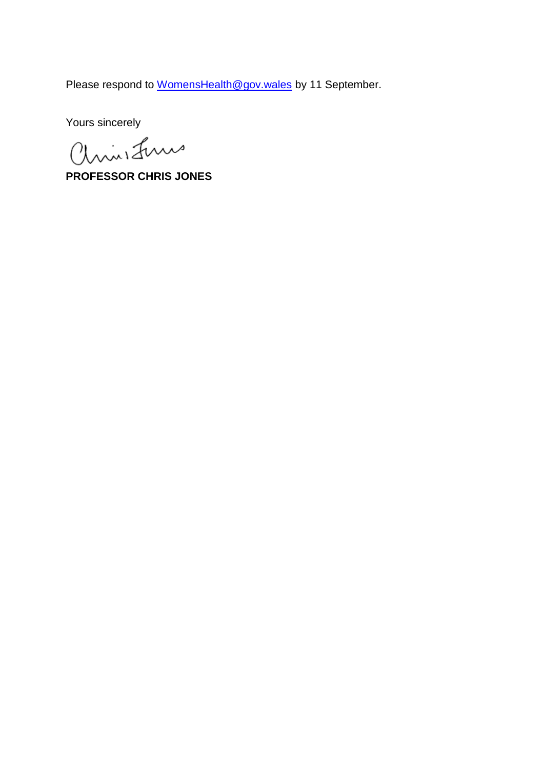Please respond to WomensHealth@gov.wales by 11 September.

Yours sincerely

**PROFESSOR CHRIS JONES**